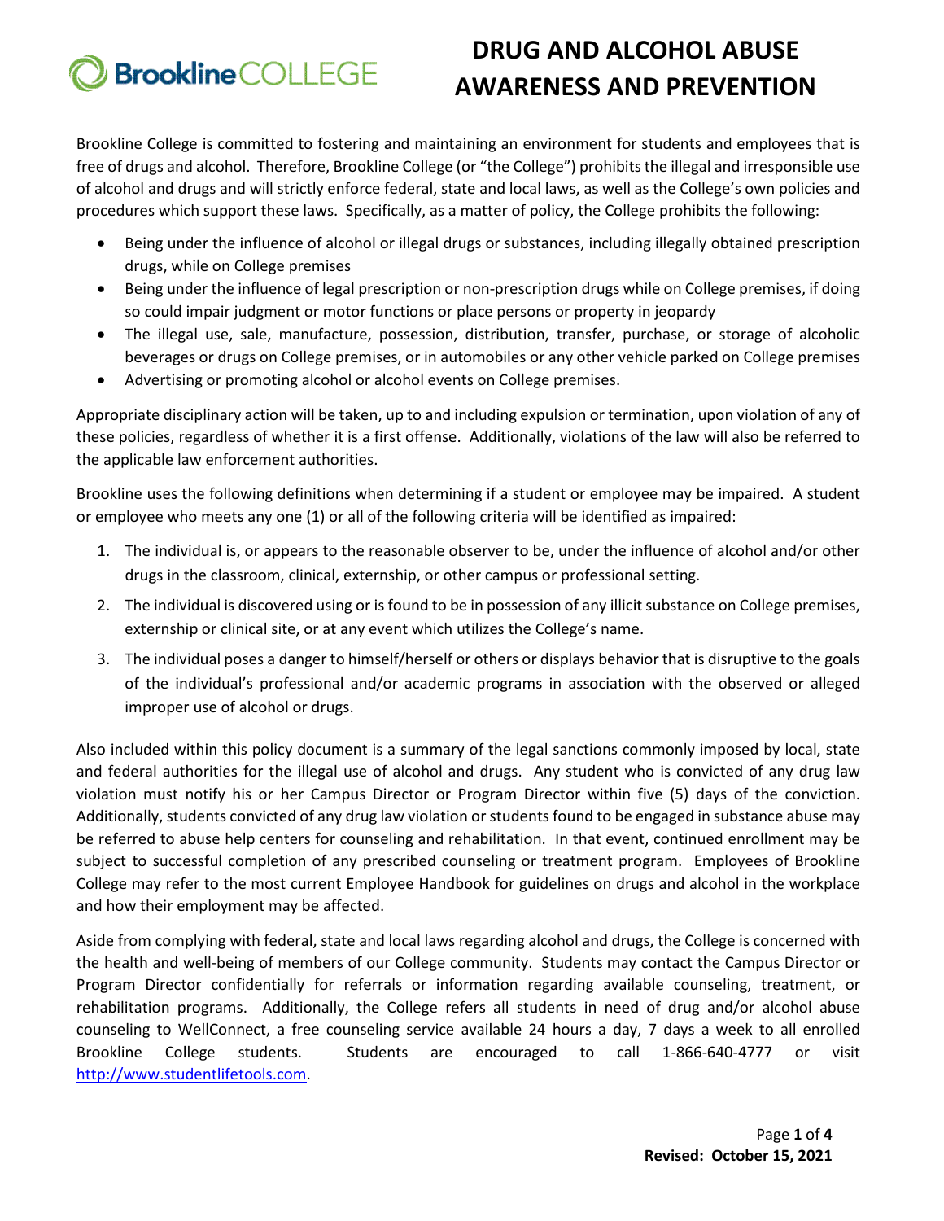# DRUG AND ALCOHOL ABUSE AWARENESS AND PREVENTION

Brookline College is committed to fostering and maintaining an environment for students and employees that is free of drugs and alcohol. Therefore, Brookline College (or "the College") prohibits the illegal and irresponsible use of alcohol and drugs and will strictly enforce federal, state and local laws, as well as the College's own policies and procedures which support these laws. Specifically, as a matter of policy, the College prohibits the following:

- Being under the influence of alcohol or illegal drugs or substances, including illegally obtained prescription drugs, while on College premises
- Being under the influence of legal prescription or non-prescription drugs while on College premises, if doing so could impair judgment or motor functions or place persons or property in jeopardy
- The illegal use, sale, manufacture, possession, distribution, transfer, purchase, or storage of alcoholic beverages or drugs on College premises, or in automobiles or any other vehicle parked on College premises
- Advertising or promoting alcohol or alcohol events on College premises.

Appropriate disciplinary action will be taken, up to and including expulsion or termination, upon violation of any of these policies, regardless of whether it is a first offense. Additionally, violations of the law will also be referred to the applicable law enforcement authorities.

Brookline uses the following definitions when determining if a student or employee may be impaired. A student or employee who meets any one (1) or all of the following criteria will be identified as impaired:

1. The individual is, or appears to the reasonable observer to be, under the influence of alcohol and/or other drugs in the classroom, clinical, externship, or other campus or professional setting.
2. The individual is discovered using or is found to be in possession of any illicit substance on College premises, externship or clinical site, or at any event which utilizes the College's name.
3. The individual poses a danger to himself/herself or others or displays behavior that is disruptive to the goals of the individual's professional and/or academic programs in association with the observed or alleged improper use of alcohol or drugs.

Also included within this policy document is a summary of the legal sanctions commonly imposed by local, state and federal authorities for the illegal use of alcohol and drugs. Any student who is convicted of any drug law violation must notify his or her Campus Director or Program Director within five (5) days of the conviction. Additionally, students convicted of any drug law violation or students found to be engaged in substance abuse may be referred to abuse help centers for counseling and rehabilitation. In that event, continued enrollment may be subject to successful completion of any prescribed counseling or treatment program. Employees of Brookline College may refer to the most current Employee Handbook for guidelines on drugs and alcohol in the workplace and how their employment may be affected.

Aside from complying with federal, state and local laws regarding alcohol and drugs, the College is concerned with the health and well-being of members of our College community. Students may contact the Campus Director or Program Director confidentially for referrals or information regarding available counseling, treatment, or rehabilitation programs. Additionally, the College refers all students in need of drug and/or alcohol abuse counseling to WellConnect, a free counseling service available 24 hours a day, 7 days a week to all enrolled Brookline College students. Students are encouraged to call 1-866-640-4777 or visit http://www.studentlifetools.com.

**Revised: October 15, 2021**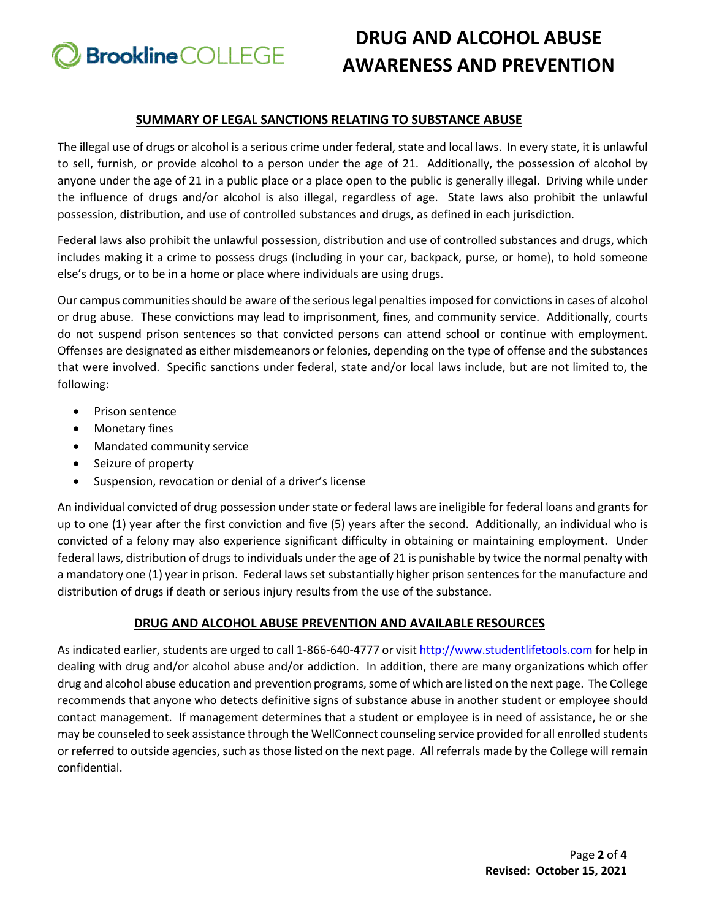## SUMMARY OF LEGAL SANCTIONS RELATING TO SUBSTANCE ABUSE

The illegal use of drugs or alcohol is a serious crime under federal, state and local laws. In every state, it is unlawful to sell, furnish, or provide alcohol to a person under the age of 21. Additionally, the possession of alcohol by anyone under the age of 21 in a public place or a place open to the public is generally illegal. Driving while under the influence of drugs and/or alcohol is also illegal, regardless of age. State laws also prohibit the unlawful possession, distribution, and use of controlled substances and drugs, as defined in each jurisdiction.

Federal laws also prohibit the unlawful possession, distribution and use of controlled substances and drugs, which includes making it a crime to possess drugs (including in your car, backpack, purse, or home), to hold someone else's drugs, or to be in a home or place where individuals are using drugs.

Our campus communities should be aware of the serious legal penalties imposed for convictions in cases of alcohol or drug abuse. These convictions may lead to imprisonment, fines, and community service. Additionally, courts do not suspend prison sentences so that convicted persons can attend school or continue with employment. Offenses are designated as either misdemeanors or felonies, depending on the type of offense and the substances that were involved. Specific sanctions under federal, state and/or local laws include, but are not limited to, the following:

- Prison sentence
- Monetary fines
- Mandated community service
- Seizure of property
- Suspension, revocation or denial of a driver's license

An individual convicted of drug possession under state or federal laws are ineligible for federal loans and grants for up to one (1) year after the first conviction and five (5) years after the second. Additionally, an individual who is convicted of a felony may also experience significant difficulty in obtaining or maintaining employment. Under federal laws, distribution of drugs to individuals under the age of 21 is punishable by twice the normal penalty with a mandatory one (1) year in prison. Federal laws set substantially higher prison sentences for the manufacture and distribution of drugs if death or serious injury results from the use of the substance.

## DRUG AND ALCOHOL ABUSE PREVENTION AND AVAILABLE RESOURCES

As indicated earlier, students are urged to call 1-866-640-4777 or visit http://www.studentlifetools.com for help in dealing with drug and/or alcohol abuse and/or addiction. In addition, there are many organizations which offer drug and alcohol abuse education and prevention programs, some of which are listed on the next page. The College recommends that anyone who detects definitive signs of substance abuse in another student or employee should contact management. If management determines that a student or employee is in need of assistance, he or she may be counseled to seek assistance through the WellConnect counseling service provided for all enrolled students or referred to outside agencies, such as those listed on the next page. All referrals made by the College will remain confidential.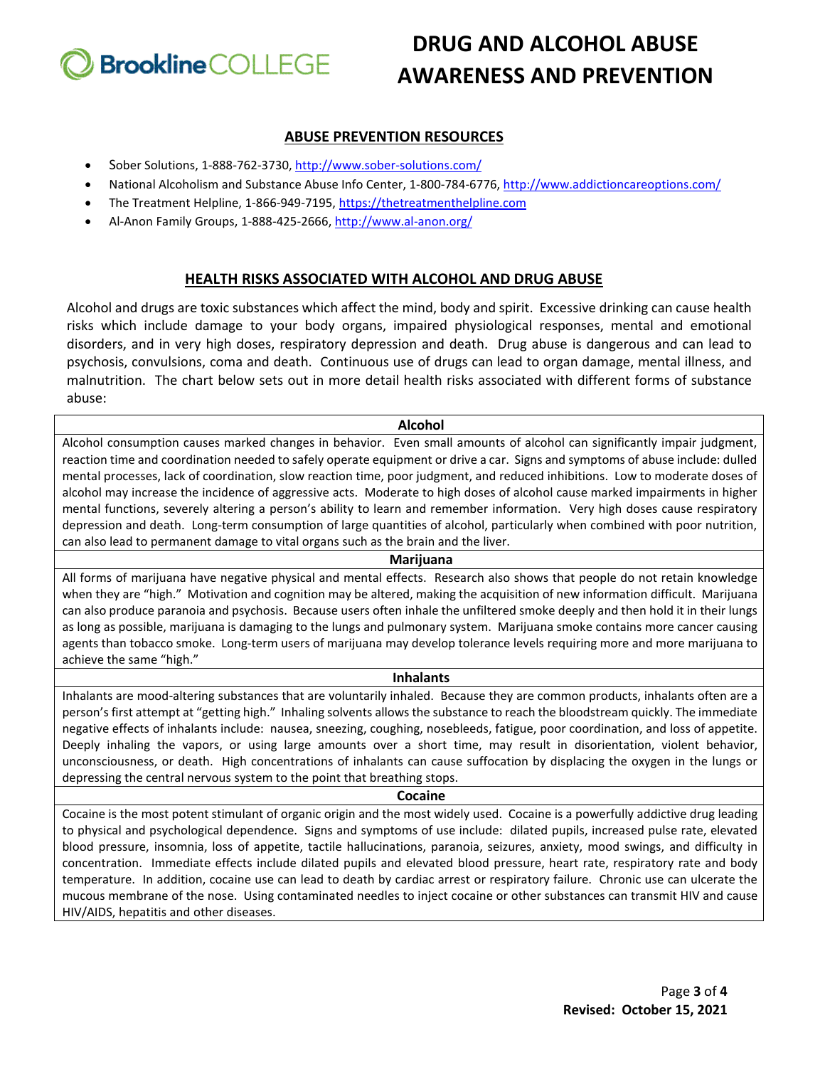## ABUSE PREVENTION RESOURCES

- Sober Solutions, 1-888-762-3730, http://www.sober-solutions.com/
- National Alcoholism and Substance Abuse Info Center, 1-800-784-6776, http://www.addictioncareoptions.com/
- The Treatment Helpline, 1-866-949-7195, https://thetreatmenthelpline.com
- Al-Anon Family Groups, 1-888-425-2666, http://www.al-anon.org/

## HEALTH RISKS ASSOCIATED WITH ALCOHOL AND DRUG ABUSE

Alcohol and drugs are toxic substances which affect the mind, body and spirit. Excessive drinking can cause health risks which include damage to your body organs, impaired physiological responses, mental and emotional disorders, and in very high doses, respiratory depression and death. Drug abuse is dangerous and can lead to psychosis, convulsions, coma and death. Continuous use of drugs can lead to organ damage, mental illness, and malnutrition. The chart below sets out in more detail health risks associated with different forms of substance abuse:

| Alcohol |
|---|
| Alcohol consumption causes marked changes in behavior. Even small amounts of alcohol can significantly impair judgment, reaction time and coordination needed to safely operate equipment or drive a car. Signs and symptoms of abuse include: dulled mental processes, lack of coordination, slow reaction time, poor judgment, and reduced inhibitions. Low to moderate doses of alcohol may increase the incidence of aggressive acts. Moderate to high doses of alcohol cause marked impairments in higher mental functions, severely altering a person's ability to learn and remember information. Very high doses cause respiratory depression and death. Long-term consumption of large quantities of alcohol, particularly when combined with poor nutrition, can also lead to permanent damage to vital organs such as the brain and the liver. |
| **Marijuana** |
| All forms of marijuana have negative physical and mental effects. Research also shows that people do not retain knowledge when they are "high." Motivation and cognition may be altered, making the acquisition of new information difficult. Marijuana can also produce paranoia and psychosis. Because users often inhale the unfiltered smoke deeply and then hold it in their lungs as long as possible, marijuana is damaging to the lungs and pulmonary system. Marijuana smoke contains more cancer causing agents than tobacco smoke. Long-term users of marijuana may develop tolerance levels requiring more and more marijuana to achieve the same "high." |
| **Inhalants** |
| Inhalants are mood-altering substances that are voluntarily inhaled. Because they are common products, inhalants often are a person's first attempt at "getting high." Inhaling solvents allows the substance to reach the bloodstream quickly. The immediate negative effects of inhalants include: nausea, sneezing, coughing, nosebleeds, fatigue, poor coordination, and loss of appetite. Deeply inhaling the vapors, or using large amounts over a short time, may result in disorientation, violent behavior, unconsciousness, or death. High concentrations of inhalants can cause suffocation by displacing the oxygen in the lungs or depressing the central nervous system to the point that breathing stops. |
| **Cocaine** |
| Cocaine is the most potent stimulant of organic origin and the most widely used. Cocaine is a powerfully addictive drug leading to physical and psychological dependence. Signs and symptoms of use include: dilated pupils, increased pulse rate, elevated blood pressure, insomnia, loss of appetite, tactile hallucinations, paranoia, seizures, anxiety, mood swings, and difficulty in concentration. Immediate effects include dilated pupils and elevated blood pressure, heart rate, respiratory rate and body temperature. In addition, cocaine use can lead to death by cardiac arrest or respiratory failure. Chronic use can ulcerate the mucous membrane of the nose. Using contaminated needles to inject cocaine or other substances can transmit HIV and cause HIV/AIDS, hepatitis and other diseases. |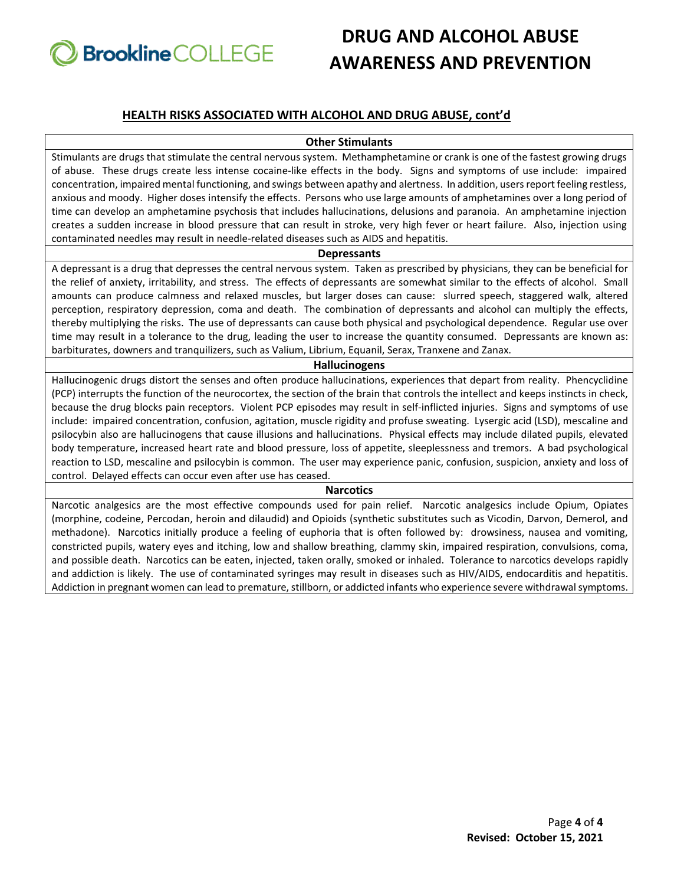## HEALTH RISKS ASSOCIATED WITH ALCOHOL AND DRUG ABUSE, cont'd

### Other Stimulants

Stimulants are drugs that stimulate the central nervous system. Methamphetamine or crank is one of the fastest growing drugs of abuse. These drugs create less intense cocaine-like effects in the body. Signs and symptoms of use include: impaired concentration, impaired mental functioning, and swings between apathy and alertness. In addition, users report feeling restless, anxious and moody. Higher doses intensify the effects. Persons who use large amounts of amphetamines over a long period of time can develop an amphetamine psychosis that includes hallucinations, delusions and paranoia. An amphetamine injection creates a sudden increase in blood pressure that can result in stroke, very high fever or heart failure. Also, injection using contaminated needles may result in needle-related diseases such as AIDS and hepatitis.

### Depressants

A depressant is a drug that depresses the central nervous system. Taken as prescribed by physicians, they can be beneficial for the relief of anxiety, irritability, and stress. The effects of depressants are somewhat similar to the effects of alcohol. Small amounts can produce calmness and relaxed muscles, but larger doses can cause: slurred speech, staggered walk, altered perception, respiratory depression, coma and death. The combination of depressants and alcohol can multiply the effects, thereby multiplying the risks. The use of depressants can cause both physical and psychological dependence. Regular use over time may result in a tolerance to the drug, leading the user to increase the quantity consumed. Depressants are known as: barbiturates, downers and tranquilizers, such as Valium, Librium, Equanil, Serax, Tranxene and Zanax.

### Hallucinogens

Hallucinogenic drugs distort the senses and often produce hallucinations, experiences that depart from reality. Phencyclidine (PCP) interrupts the function of the neurocortex, the section of the brain that controls the intellect and keeps instincts in check, because the drug blocks pain receptors. Violent PCP episodes may result in self-inflicted injuries. Signs and symptoms of use include: impaired concentration, confusion, agitation, muscle rigidity and profuse sweating. Lysergic acid (LSD), mescaline and psilocybin also are hallucinogens that cause illusions and hallucinations. Physical effects may include dilated pupils, elevated body temperature, increased heart rate and blood pressure, loss of appetite, sleeplessness and tremors. A bad psychological reaction to LSD, mescaline and psilocybin is common. The user may experience panic, confusion, suspicion, anxiety and loss of control. Delayed effects can occur even after use has ceased.

### Narcotics

Narcotic analgesics are the most effective compounds used for pain relief. Narcotic analgesics include Opium, Opiates (morphine, codeine, Percodan, heroin and dilaudid) and Opioids (synthetic substitutes such as Vicodin, Darvon, Demerol, and methadone). Narcotics initially produce a feeling of euphoria that is often followed by: drowsiness, nausea and vomiting, constricted pupils, watery eyes and itching, low and shallow breathing, clammy skin, impaired respiration, convulsions, coma, and possible death. Narcotics can be eaten, injected, taken orally, smoked or inhaled. Tolerance to narcotics develops rapidly and addiction is likely. The use of contaminated syringes may result in diseases such as HIV/AIDS, endocarditis and hepatitis. Addiction in pregnant women can lead to premature, stillborn, or addicted infants who experience severe withdrawal symptoms.

**Revised: October 15, 2021**